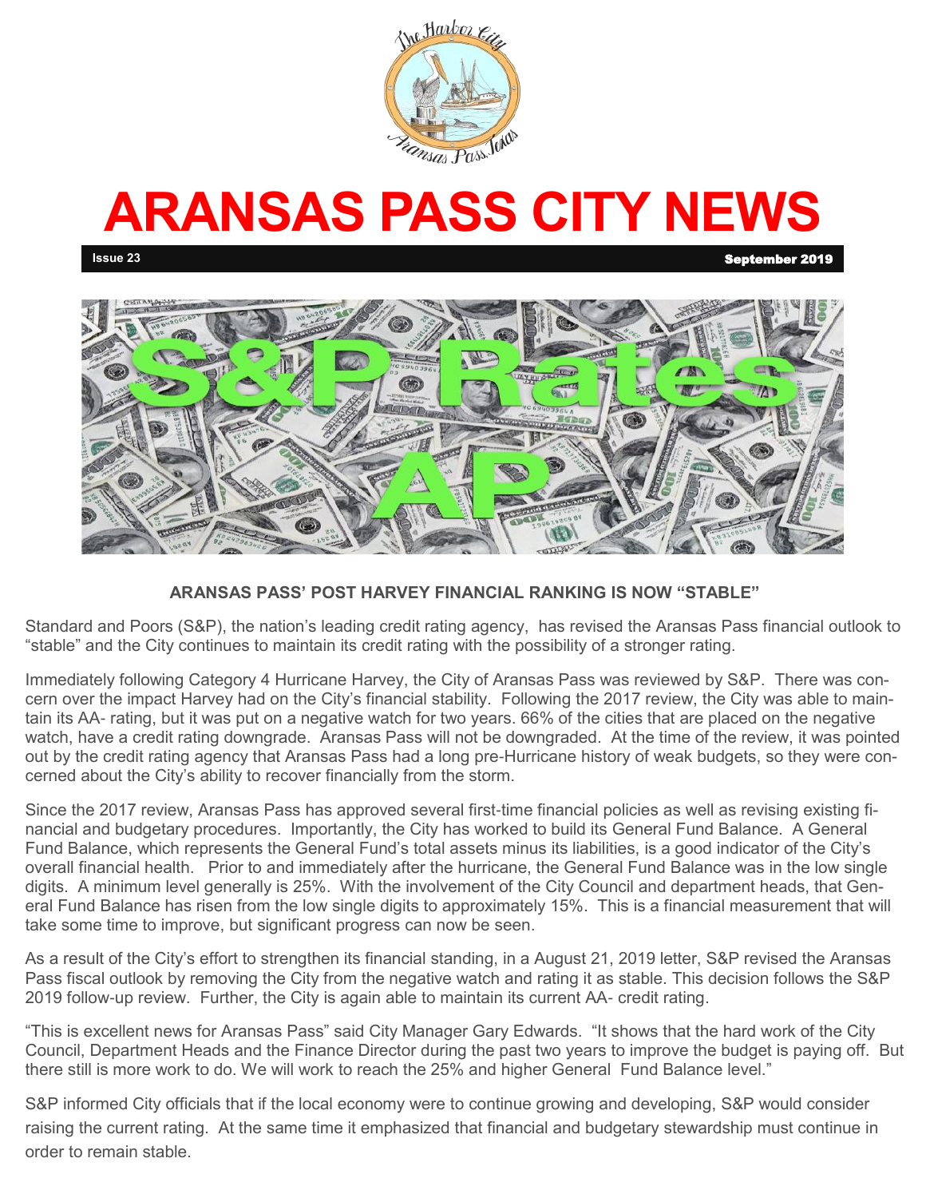# ARANSAS PASS CITY NEWS

**Issue 23** — **September 2019**

S&P Rates AP

### ARANSAS PASS' POST HARVEY FINANCIAL RANKING IS NOW "STABLE"

Standard and Poors (S&P), the nation's leading credit rating agency, has revised the Aransas Pass financial outlook to "stable" and the City continues to maintain its credit rating with the possibility of a stronger rating.

Immediately following Category 4 Hurricane Harvey, the City of Aransas Pass was reviewed by S&P. There was concern over the impact Harvey had on the City's financial stability. Following the 2017 review, the City was able to maintain its AA- rating, but it was put on a negative watch for two years. 66% of the cities that are placed on the negative watch, have a credit rating downgrade. Aransas Pass will not be downgraded. At the time of the review, it was pointed out by the credit rating agency that Aransas Pass had a long pre-Hurricane history of weak budgets, so they were concerned about the City's ability to recover financially from the storm.

Since the 2017 review, Aransas Pass has approved several first-time financial policies as well as revising existing financial and budgetary procedures. Importantly, the City has worked to build its General Fund Balance. A General Fund Balance, which represents the General Fund's total assets minus its liabilities, is a good indicator of the City's overall financial health. Prior to and immediately after the hurricane, the General Fund Balance was in the low single digits. A minimum level generally is 25%. With the involvement of the City Council and department heads, that General Fund Balance has risen from the low single digits to approximately 15%. This is a financial measurement that will take some time to improve, but significant progress can now be seen.

As a result of the City's effort to strengthen its financial standing, in a August 21, 2019 letter, S&P revised the Aransas Pass fiscal outlook by removing the City from the negative watch and rating it as stable. This decision follows the S&P 2019 follow-up review. Further, the City is again able to maintain its current AA- credit rating.

"This is excellent news for Aransas Pass" said City Manager Gary Edwards. "It shows that the hard work of the City Council, Department Heads and the Finance Director during the past two years to improve the budget is paying off. But there still is more work to do. We will work to reach the 25% and higher General Fund Balance level."

S&P informed City officials that if the local economy were to continue growing and developing, S&P would consider raising the current rating. At the same time it emphasized that financial and budgetary stewardship must continue in order to remain stable.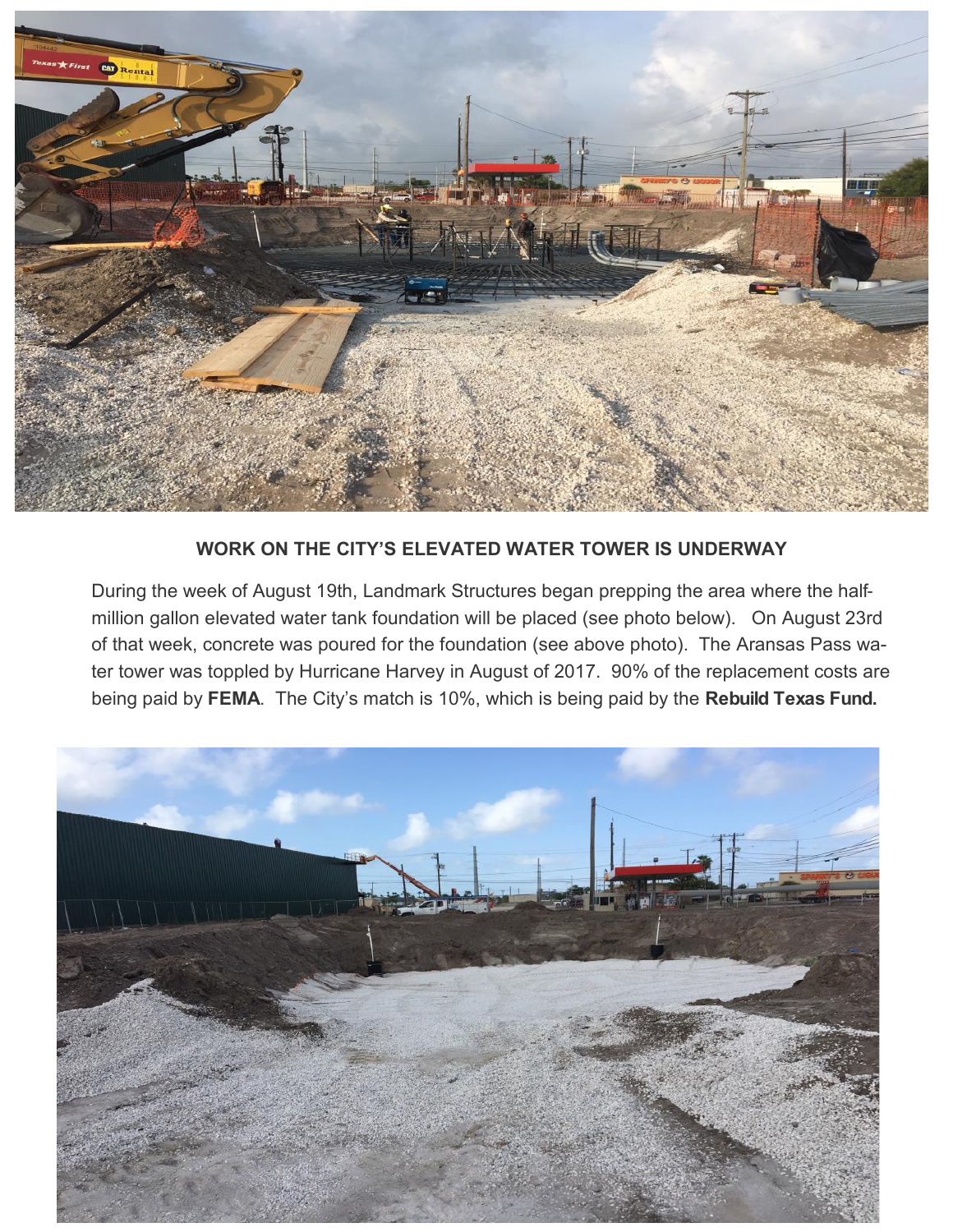## WORK ON THE CITY'S ELEVATED WATER TOWER IS UNDERWAY

During the week of August 19th, Landmark Structures began prepping the area where the half-million gallon elevated water tank foundation will be placed (see photo below). On August 23rd of that week, concrete was poured for the foundation (see above photo). The Aransas Pass water tower was toppled by Hurricane Harvey in August of 2017. 90% of the replacement costs are being paid by **FEMA**. The City's match is 10%, which is being paid by the **Rebuild Texas Fund.**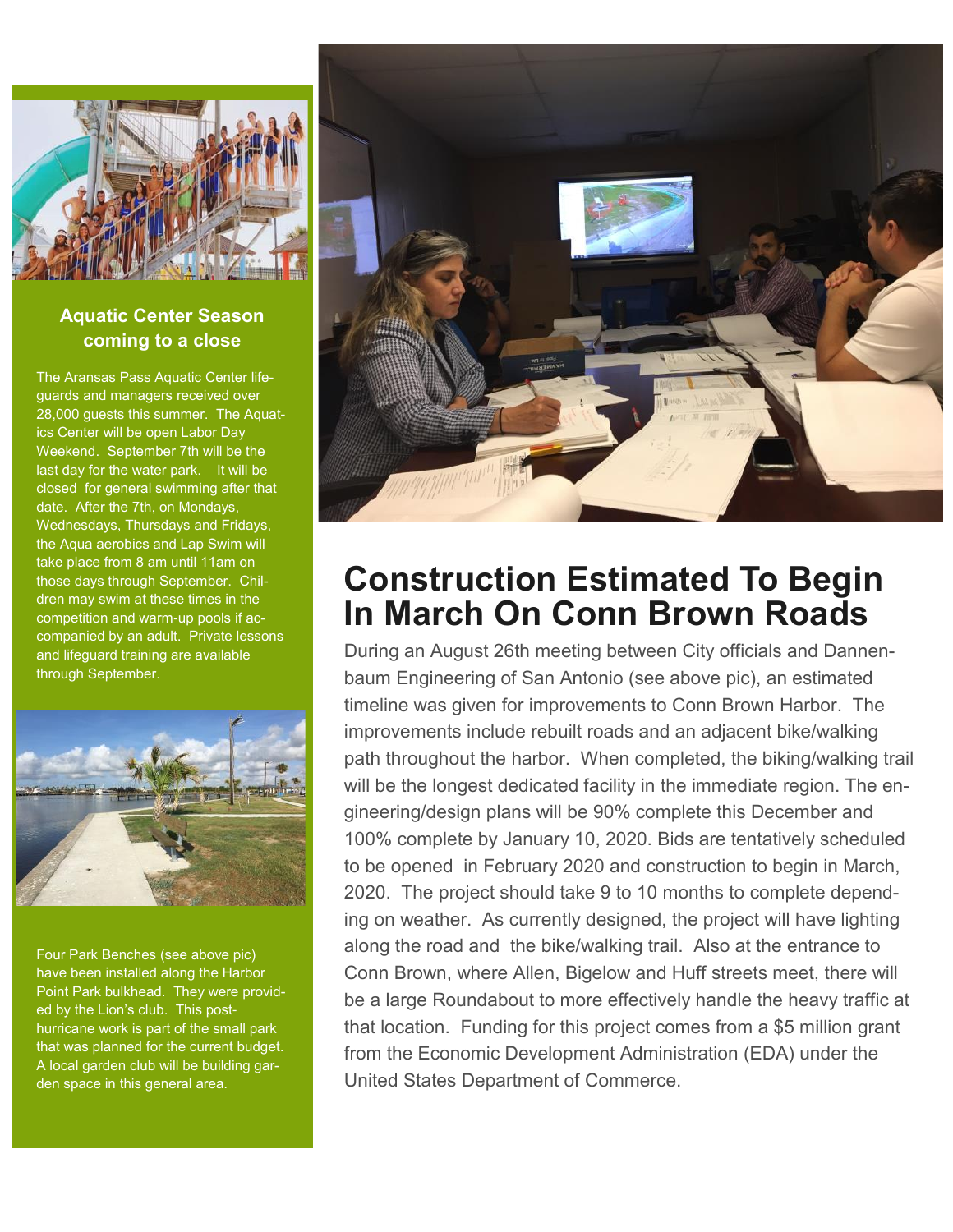## Aquatic Center Season coming to a close

The Aransas Pass Aquatic Center lifeguards and managers received over 28,000 guests this summer. The Aquatics Center will be open Labor Day Weekend. September 7th will be the last day for the water park. It will be closed for general swimming after that date. After the 7th, on Mondays, Wednesdays, Thursdays and Fridays, the Aqua aerobics and Lap Swim will take place from 8 am until 11am on those days through September. Children may swim at these times in the competition and warm-up pools if accompanied by an adult. Private lessons and lifeguard training are available through September.

Four Park Benches (see above pic) have been installed along the Harbor Point Park bulkhead. They were provided by the Lion's club. This post-hurricane work is part of the small park that was planned for the current budget. A local garden club will be building garden space in this general area.

# Construction Estimated To Begin In March On Conn Brown Roads

During an August 26th meeting between City officials and Dannenbaum Engineering of San Antonio (see above pic), an estimated timeline was given for improvements to Conn Brown Harbor. The improvements include rebuilt roads and an adjacent bike/walking path throughout the harbor. When completed, the biking/walking trail will be the longest dedicated facility in the immediate region. The engineering/design plans will be 90% complete this December and 100% complete by January 10, 2020. Bids are tentatively scheduled to be opened in February 2020 and construction to begin in March, 2020. The project should take 9 to 10 months to complete depending on weather. As currently designed, the project will have lighting along the road and the bike/walking trail. Also at the entrance to Conn Brown, where Allen, Bigelow and Huff streets meet, there will be a large Roundabout to more effectively handle the heavy traffic at that location. Funding for this project comes from a $5 million grant from the Economic Development Administration (EDA) under the United States Department of Commerce.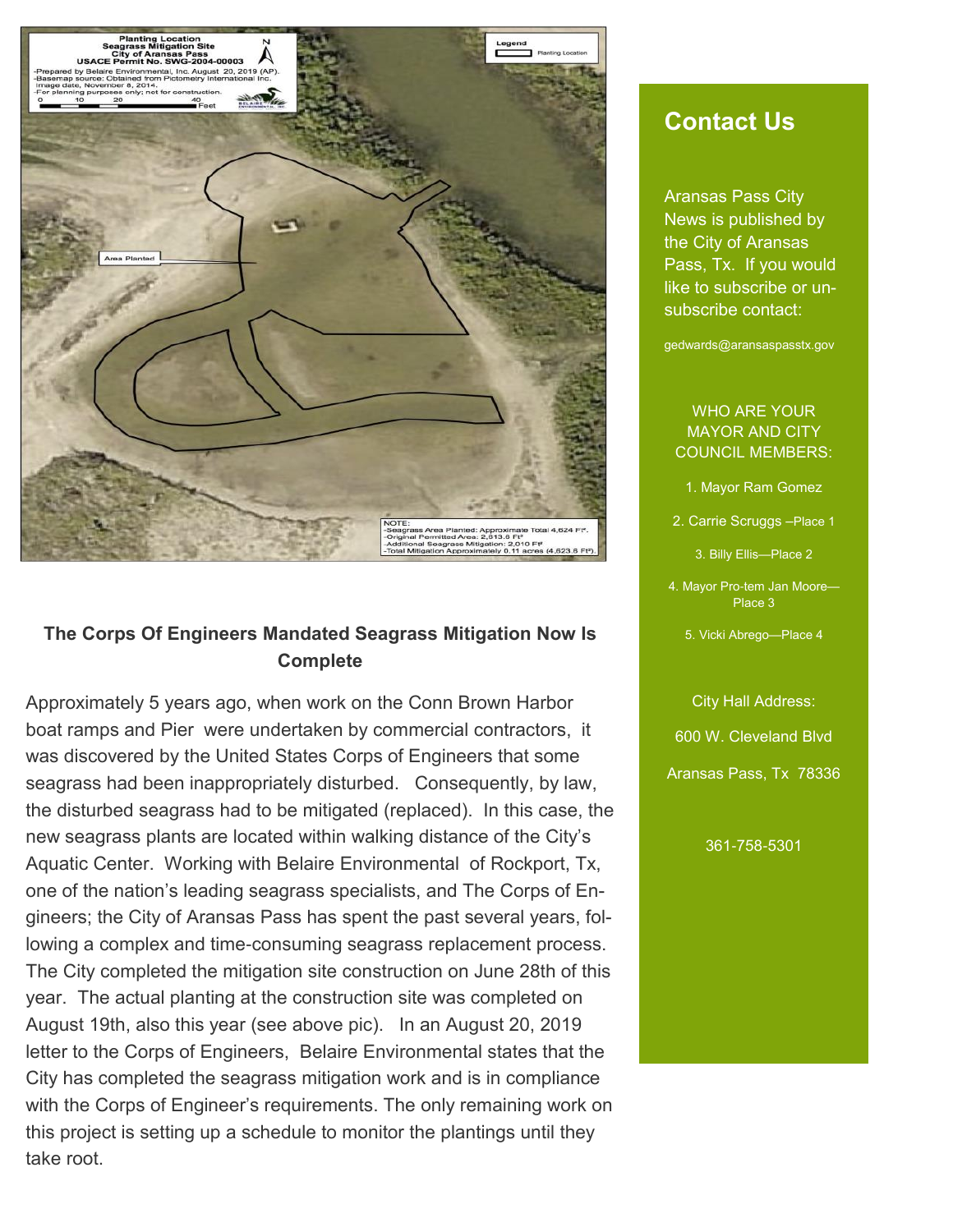Planting Location
Seagrass Mitigation Site
City of Aransas Pass
USACE Permit No. SWG-2004-00003

-Prepared by Belaire Environmental, Inc. August 20, 2019 (AP).
-Basemap source: Obtained from Pictometry International Inc. image date, November 8, 2014.
-For planning purposes only; not for construction.

0 10 20 40 Feet

Legend
Planting Location

Area Planted

NOTE:
-Seagrass Area Planted: Approximate Total 4,624 Ft².
-Original Permitted Area: 2,613.6 Ft²
-Additional Seagrass Mitigation: 2,010 Ft²
-Total Mitigation Approximately 0.11 acres (4,623.6 Ft²).

## The Corps Of Engineers Mandated Seagrass Mitigation Now Is Complete

Approximately 5 years ago, when work on the Conn Brown Harbor boat ramps and Pier were undertaken by commercial contractors, it was discovered by the United States Corps of Engineers that some seagrass had been inappropriately disturbed. Consequently, by law, the disturbed seagrass had to be mitigated (replaced). In this case, the new seagrass plants are located within walking distance of the City's Aquatic Center. Working with Belaire Environmental of Rockport, Tx, one of the nation's leading seagrass specialists, and The Corps of Engineers; the City of Aransas Pass has spent the past several years, following a complex and time-consuming seagrass replacement process. The City completed the mitigation site construction on June 28th of this year. The actual planting at the construction site was completed on August 19th, also this year (see above pic). In an August 20, 2019 letter to the Corps of Engineers, Belaire Environmental states that the City has completed the seagrass mitigation work and is in compliance with the Corps of Engineer's requirements. The only remaining work on this project is setting up a schedule to monitor the plantings until they take root.

## Contact Us

Aransas Pass City News is published by the City of Aransas Pass, Tx. If you would like to subscribe or unsubscribe contact:

gedwards@aransaspasstx.gov

WHO ARE YOUR MAYOR AND CITY COUNCIL MEMBERS:

1. Mayor Ram Gomez
2. Carrie Scruggs –Place 1
3. Billy Ellis—Place 2
4. Mayor Pro-tem Jan Moore—Place 3
5. Vicki Abrego—Place 4

City Hall Address:

600 W. Cleveland Blvd

Aransas Pass, Tx 78336

361-758-5301